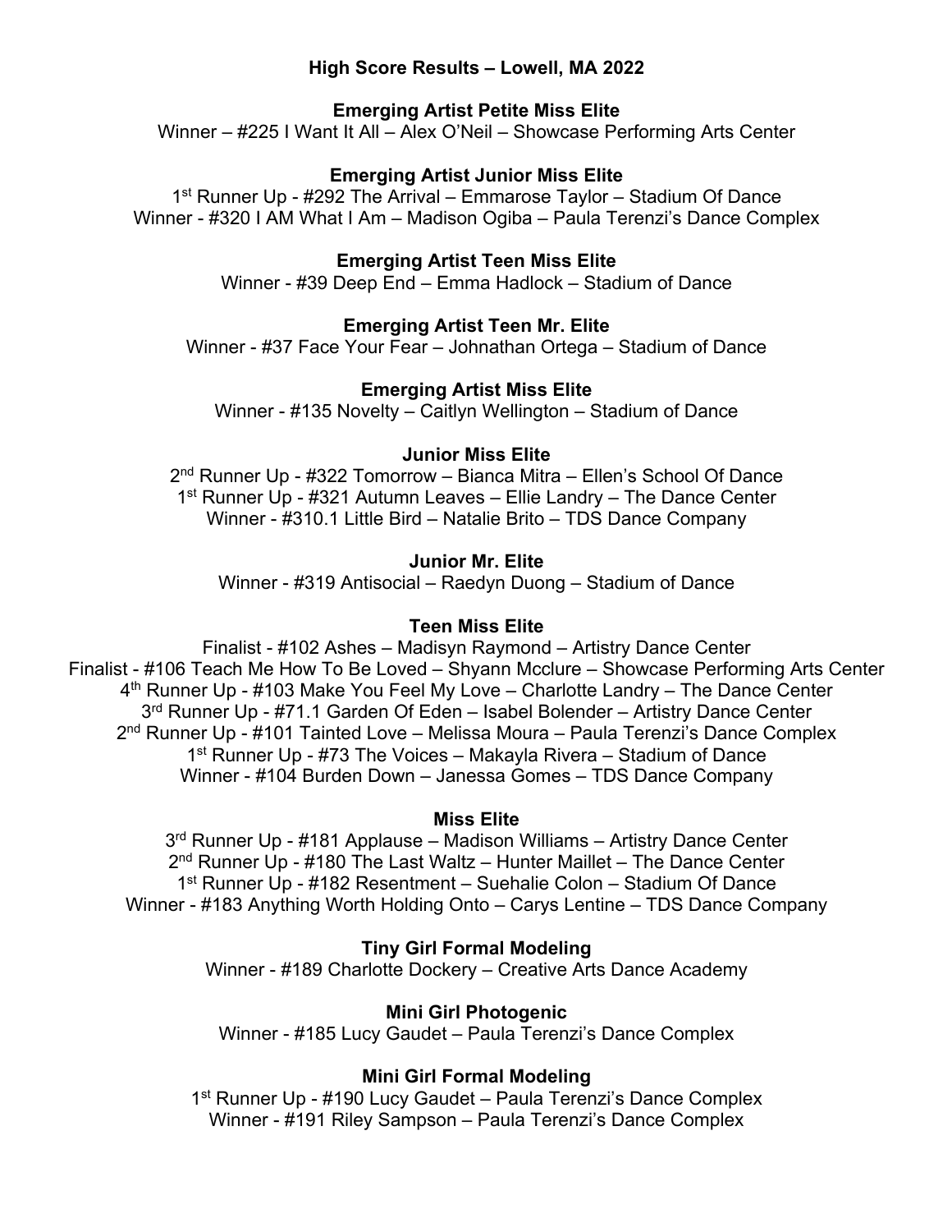# High Score Results – Lowell, MA 2022

## Emerging Artist Petite Miss Elite

Winner – #225 I Want It All – Alex O'Neil – Showcase Performing Arts Center

## Emerging Artist Junior Miss Elite

1st Runner Up - #292 The Arrival – Emmarose Taylor – Stadium Of Dance
Winner - #320 I AM What I Am – Madison Ogiba – Paula Terenzi's Dance Complex

## Emerging Artist Teen Miss Elite

Winner - #39 Deep End – Emma Hadlock – Stadium of Dance

## Emerging Artist Teen Mr. Elite

Winner - #37 Face Your Fear – Johnathan Ortega – Stadium of Dance

## Emerging Artist Miss Elite

Winner - #135 Novelty – Caitlyn Wellington – Stadium of Dance

## Junior Miss Elite

2nd Runner Up - #322 Tomorrow – Bianca Mitra – Ellen's School Of Dance
1st Runner Up - #321 Autumn Leaves – Ellie Landry – The Dance Center
Winner - #310.1 Little Bird – Natalie Brito – TDS Dance Company

## Junior Mr. Elite

Winner - #319 Antisocial – Raedyn Duong – Stadium of Dance

## Teen Miss Elite

Finalist - #102 Ashes – Madisyn Raymond – Artistry Dance Center
Finalist - #106 Teach Me How To Be Loved – Shyann Mcclure – Showcase Performing Arts Center
4th Runner Up - #103 Make You Feel My Love – Charlotte Landry – The Dance Center
3rd Runner Up - #71.1 Garden Of Eden – Isabel Bolender – Artistry Dance Center
2nd Runner Up - #101 Tainted Love – Melissa Moura – Paula Terenzi's Dance Complex
1st Runner Up - #73 The Voices – Makayla Rivera – Stadium of Dance
Winner - #104 Burden Down – Janessa Gomes – TDS Dance Company

## Miss Elite

3rd Runner Up - #181 Applause – Madison Williams – Artistry Dance Center
2nd Runner Up - #180 The Last Waltz – Hunter Maillet – The Dance Center
1st Runner Up - #182 Resentment – Suehalie Colon – Stadium Of Dance
Winner - #183 Anything Worth Holding Onto – Carys Lentine – TDS Dance Company

## Tiny Girl Formal Modeling

Winner - #189 Charlotte Dockery – Creative Arts Dance Academy

## Mini Girl Photogenic

Winner - #185 Lucy Gaudet – Paula Terenzi's Dance Complex

## Mini Girl Formal Modeling

1st Runner Up - #190 Lucy Gaudet – Paula Terenzi's Dance Complex
Winner - #191 Riley Sampson – Paula Terenzi's Dance Complex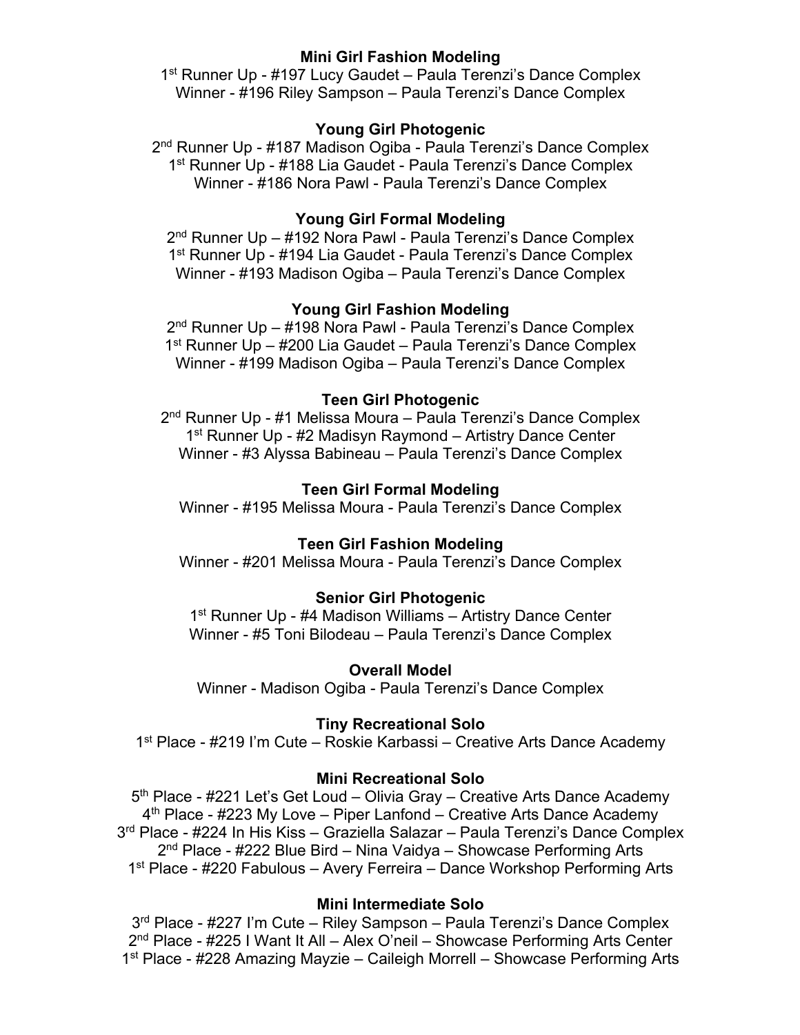**Mini Girl Fashion Modeling**

1st Runner Up - #197 Lucy Gaudet – Paula Terenzi's Dance Complex
Winner - #196 Riley Sampson – Paula Terenzi's Dance Complex

**Young Girl Photogenic**

2nd Runner Up - #187 Madison Ogiba - Paula Terenzi's Dance Complex
1st Runner Up - #188 Lia Gaudet - Paula Terenzi's Dance Complex
Winner - #186 Nora Pawl - Paula Terenzi's Dance Complex

**Young Girl Formal Modeling**

2nd Runner Up – #192 Nora Pawl - Paula Terenzi's Dance Complex
1st Runner Up - #194 Lia Gaudet - Paula Terenzi's Dance Complex
Winner - #193 Madison Ogiba – Paula Terenzi's Dance Complex

**Young Girl Fashion Modeling**

2nd Runner Up – #198 Nora Pawl - Paula Terenzi's Dance Complex
1st Runner Up – #200 Lia Gaudet – Paula Terenzi's Dance Complex
Winner - #199 Madison Ogiba – Paula Terenzi's Dance Complex

**Teen Girl Photogenic**

2nd Runner Up - #1 Melissa Moura – Paula Terenzi's Dance Complex
1st Runner Up - #2 Madisyn Raymond – Artistry Dance Center
Winner - #3 Alyssa Babineau – Paula Terenzi's Dance Complex

**Teen Girl Formal Modeling**

Winner - #195 Melissa Moura - Paula Terenzi's Dance Complex

**Teen Girl Fashion Modeling**

Winner - #201 Melissa Moura - Paula Terenzi's Dance Complex

**Senior Girl Photogenic**

1st Runner Up - #4 Madison Williams – Artistry Dance Center
Winner - #5 Toni Bilodeau – Paula Terenzi's Dance Complex

**Overall Model**

Winner - Madison Ogiba - Paula Terenzi's Dance Complex

**Tiny Recreational Solo**

1st Place - #219 I'm Cute – Roskie Karbassi – Creative Arts Dance Academy

**Mini Recreational Solo**

5th Place - #221 Let's Get Loud – Olivia Gray – Creative Arts Dance Academy
4th Place - #223 My Love – Piper Lanfond – Creative Arts Dance Academy
3rd Place - #224 In His Kiss – Graziella Salazar – Paula Terenzi's Dance Complex
2nd Place - #222 Blue Bird – Nina Vaidya – Showcase Performing Arts
1st Place - #220 Fabulous – Avery Ferreira – Dance Workshop Performing Arts

**Mini Intermediate Solo**

3rd Place - #227 I'm Cute – Riley Sampson – Paula Terenzi's Dance Complex
2nd Place - #225 I Want It All – Alex O'neil – Showcase Performing Arts Center
1st Place - #228 Amazing Mayzie – Caileigh Morrell – Showcase Performing Arts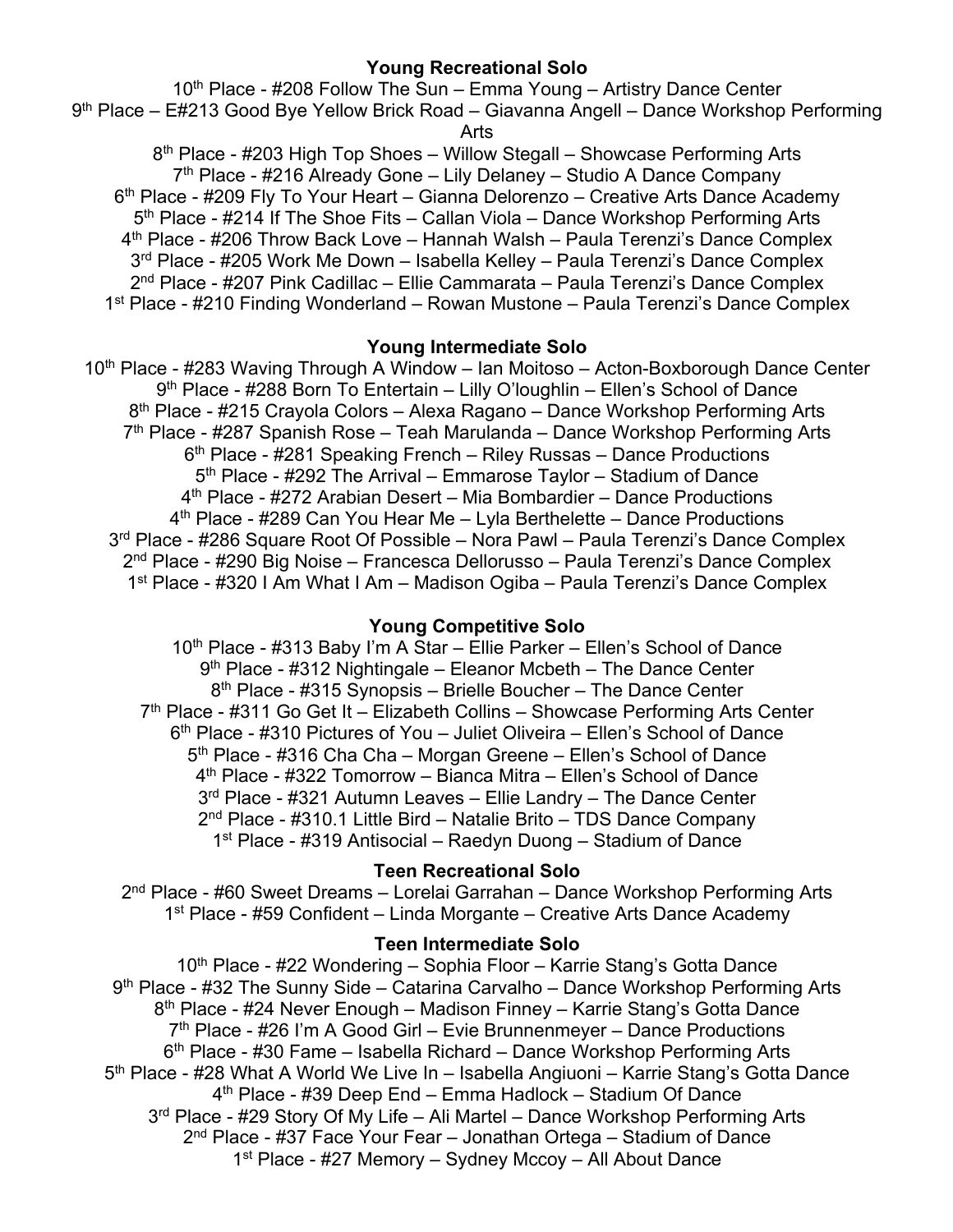### Young Recreational Solo

10th Place - #208 Follow The Sun – Emma Young – Artistry Dance Center
9th Place – E#213 Good Bye Yellow Brick Road – Giavanna Angell – Dance Workshop Performing Arts
8th Place - #203 High Top Shoes – Willow Stegall – Showcase Performing Arts
7th Place - #216 Already Gone – Lily Delaney – Studio A Dance Company
6th Place - #209 Fly To Your Heart – Gianna Delorenzo – Creative Arts Dance Academy
5th Place - #214 If The Shoe Fits – Callan Viola – Dance Workshop Performing Arts
4th Place - #206 Throw Back Love – Hannah Walsh – Paula Terenzi's Dance Complex
3rd Place - #205 Work Me Down – Isabella Kelley – Paula Terenzi's Dance Complex
2nd Place - #207 Pink Cadillac – Ellie Cammarata – Paula Terenzi's Dance Complex
1st Place - #210 Finding Wonderland – Rowan Mustone – Paula Terenzi's Dance Complex

### Young Intermediate Solo

10th Place - #283 Waving Through A Window – Ian Moitoso – Acton-Boxborough Dance Center
9th Place - #288 Born To Entertain – Lilly O'loughlin – Ellen's School of Dance
8th Place - #215 Crayola Colors – Alexa Ragano – Dance Workshop Performing Arts
7th Place - #287 Spanish Rose – Teah Marulanda – Dance Workshop Performing Arts
6th Place - #281 Speaking French – Riley Russas – Dance Productions
5th Place - #292 The Arrival – Emmarose Taylor – Stadium of Dance
4th Place - #272 Arabian Desert – Mia Bombardier – Dance Productions
4th Place - #289 Can You Hear Me – Lyla Berthelette – Dance Productions
3rd Place - #286 Square Root Of Possible – Nora Pawl – Paula Terenzi's Dance Complex
2nd Place - #290 Big Noise – Francesca Dellorusso – Paula Terenzi's Dance Complex
1st Place - #320 I Am What I Am – Madison Ogiba – Paula Terenzi's Dance Complex

### Young Competitive Solo

10th Place - #313 Baby I'm A Star – Ellie Parker – Ellen's School of Dance
9th Place - #312 Nightingale – Eleanor Mcbeth – The Dance Center
8th Place - #315 Synopsis – Brielle Boucher – The Dance Center
7th Place - #311 Go Get It – Elizabeth Collins – Showcase Performing Arts Center
6th Place - #310 Pictures of You – Juliet Oliveira – Ellen's School of Dance
5th Place - #316 Cha Cha – Morgan Greene – Ellen's School of Dance
4th Place - #322 Tomorrow – Bianca Mitra – Ellen's School of Dance
3rd Place - #321 Autumn Leaves – Ellie Landry – The Dance Center
2nd Place - #310.1 Little Bird – Natalie Brito – TDS Dance Company
1st Place - #319 Antisocial – Raedyn Duong – Stadium of Dance

### Teen Recreational Solo

2nd Place - #60 Sweet Dreams – Lorelai Garrahan – Dance Workshop Performing Arts
1st Place - #59 Confident – Linda Morgante – Creative Arts Dance Academy

### Teen Intermediate Solo

10th Place - #22 Wondering – Sophia Floor – Karrie Stang's Gotta Dance
9th Place - #32 The Sunny Side – Catarina Carvalho – Dance Workshop Performing Arts
8th Place - #24 Never Enough – Madison Finney – Karrie Stang's Gotta Dance
7th Place - #26 I'm A Good Girl – Evie Brunnenmeyer – Dance Productions
6th Place - #30 Fame – Isabella Richard – Dance Workshop Performing Arts
5th Place - #28 What A World We Live In – Isabella Angiuoni – Karrie Stang's Gotta Dance
4th Place - #39 Deep End – Emma Hadlock – Stadium Of Dance
3rd Place - #29 Story Of My Life – Ali Martel – Dance Workshop Performing Arts
2nd Place - #37 Face Your Fear – Jonathan Ortega – Stadium of Dance
1st Place - #27 Memory – Sydney Mccoy – All About Dance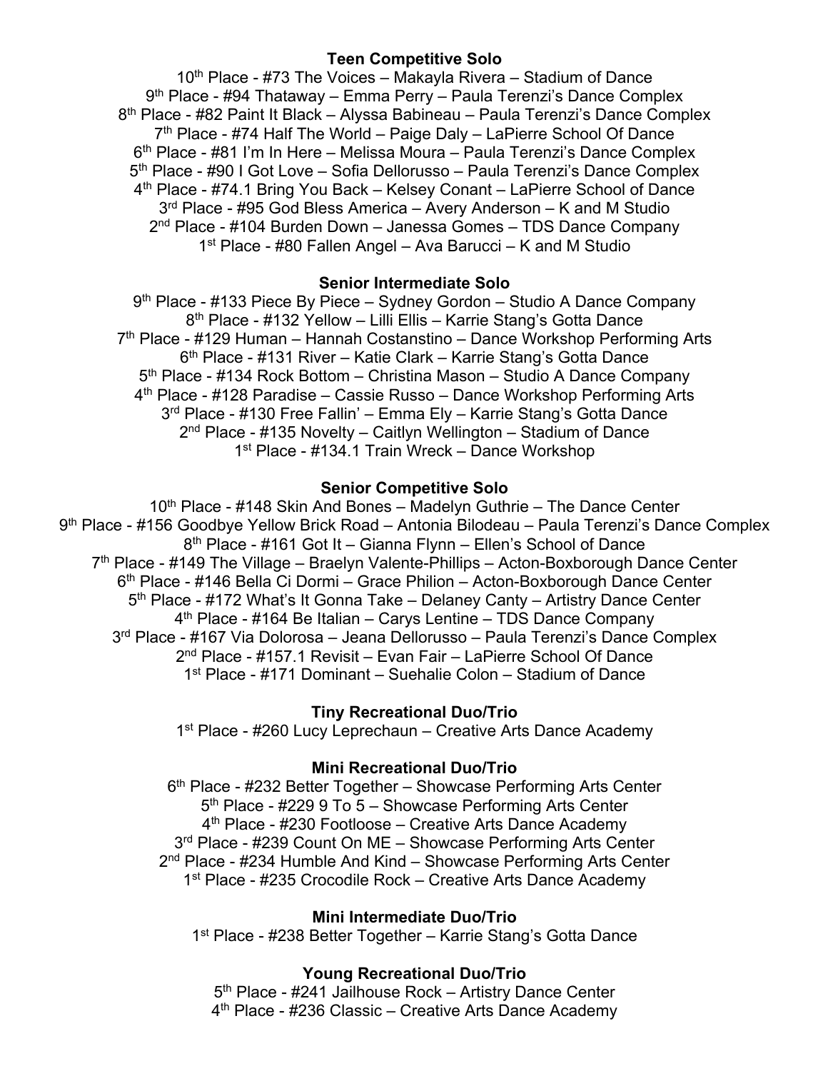**Teen Competitive Solo**

10th Place - #73 The Voices – Makayla Rivera – Stadium of Dance
9th Place - #94 Thataway – Emma Perry – Paula Terenzi's Dance Complex
8th Place - #82 Paint It Black – Alyssa Babineau – Paula Terenzi's Dance Complex
7th Place - #74 Half The World – Paige Daly – LaPierre School Of Dance
6th Place - #81 I'm In Here – Melissa Moura – Paula Terenzi's Dance Complex
5th Place - #90 I Got Love – Sofia Dellorusso – Paula Terenzi's Dance Complex
4th Place - #74.1 Bring You Back – Kelsey Conant – LaPierre School of Dance
3rd Place - #95 God Bless America – Avery Anderson – K and M Studio
2nd Place - #104 Burden Down – Janessa Gomes – TDS Dance Company
1st Place - #80 Fallen Angel – Ava Barucci – K and M Studio

**Senior Intermediate Solo**

9th Place - #133 Piece By Piece – Sydney Gordon – Studio A Dance Company
8th Place - #132 Yellow – Lilli Ellis – Karrie Stang's Gotta Dance
7th Place - #129 Human – Hannah Costanstino – Dance Workshop Performing Arts
6th Place - #131 River – Katie Clark – Karrie Stang's Gotta Dance
5th Place - #134 Rock Bottom – Christina Mason – Studio A Dance Company
4th Place - #128 Paradise – Cassie Russo – Dance Workshop Performing Arts
3rd Place - #130 Free Fallin' – Emma Ely – Karrie Stang's Gotta Dance
2nd Place - #135 Novelty – Caitlyn Wellington – Stadium of Dance
1st Place - #134.1 Train Wreck – Dance Workshop

**Senior Competitive Solo**

10th Place - #148 Skin And Bones – Madelyn Guthrie – The Dance Center
9th Place - #156 Goodbye Yellow Brick Road – Antonia Bilodeau – Paula Terenzi's Dance Complex
8th Place - #161 Got It – Gianna Flynn – Ellen's School of Dance
7th Place - #149 The Village – Braelyn Valente-Phillips – Acton-Boxborough Dance Center
6th Place - #146 Bella Ci Dormi – Grace Philion – Acton-Boxborough Dance Center
5th Place - #172 What's It Gonna Take – Delaney Canty – Artistry Dance Center
4th Place - #164 Be Italian – Carys Lentine – TDS Dance Company
3rd Place - #167 Via Dolorosa – Jeana Dellorusso – Paula Terenzi's Dance Complex
2nd Place - #157.1 Revisit – Evan Fair – LaPierre School Of Dance
1st Place - #171 Dominant – Suehalie Colon – Stadium of Dance

**Tiny Recreational Duo/Trio**

1st Place - #260 Lucy Leprechaun – Creative Arts Dance Academy

**Mini Recreational Duo/Trio**

6th Place - #232 Better Together – Showcase Performing Arts Center
5th Place - #229 9 To 5 – Showcase Performing Arts Center
4th Place - #230 Footloose – Creative Arts Dance Academy
3rd Place - #239 Count On ME – Showcase Performing Arts Center
2nd Place - #234 Humble And Kind – Showcase Performing Arts Center
1st Place - #235 Crocodile Rock – Creative Arts Dance Academy

**Mini Intermediate Duo/Trio**

1st Place - #238 Better Together – Karrie Stang's Gotta Dance

**Young Recreational Duo/Trio**

5th Place - #241 Jailhouse Rock – Artistry Dance Center
4th Place - #236 Classic – Creative Arts Dance Academy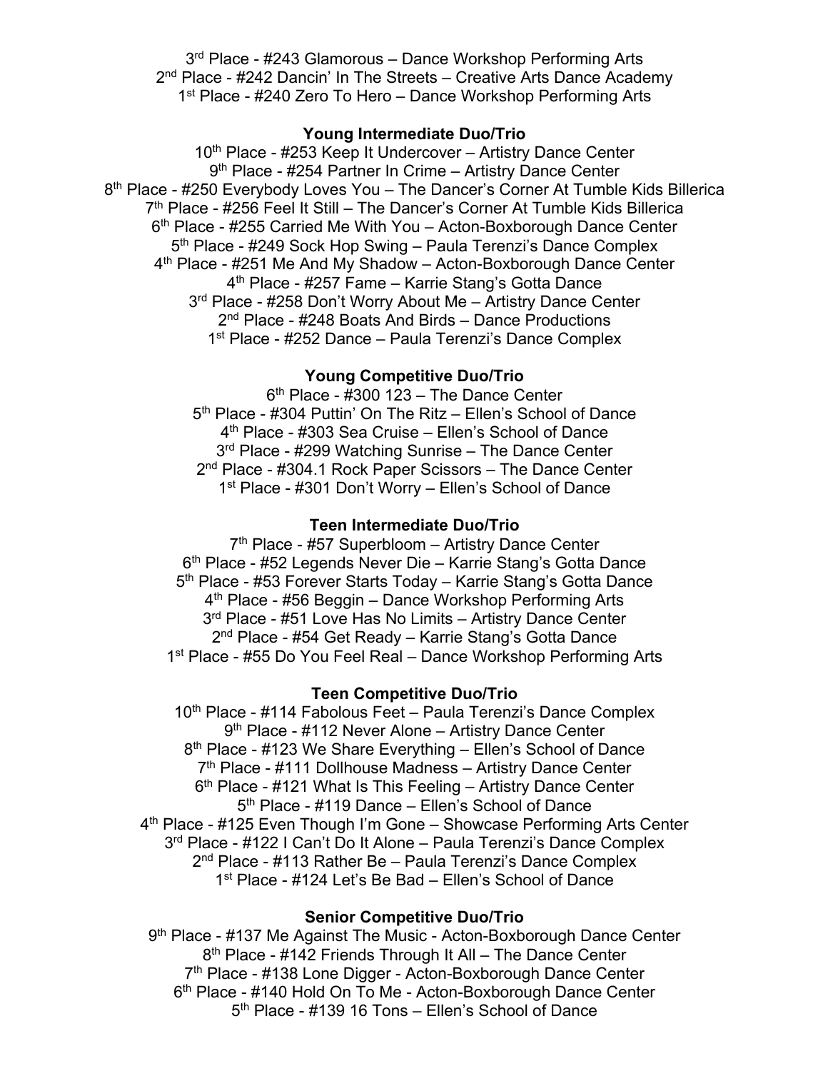3rd Place - #243 Glamorous – Dance Workshop Performing Arts
2nd Place - #242 Dancin' In The Streets – Creative Arts Dance Academy
1st Place - #240 Zero To Hero – Dance Workshop Performing Arts

**Young Intermediate Duo/Trio**

10th Place - #253 Keep It Undercover – Artistry Dance Center
9th Place - #254 Partner In Crime – Artistry Dance Center
8th Place - #250 Everybody Loves You – The Dancer's Corner At Tumble Kids Billerica
7th Place - #256 Feel It Still – The Dancer's Corner At Tumble Kids Billerica
6th Place - #255 Carried Me With You – Acton-Boxborough Dance Center
5th Place - #249 Sock Hop Swing – Paula Terenzi's Dance Complex
4th Place - #251 Me And My Shadow – Acton-Boxborough Dance Center
4th Place - #257 Fame – Karrie Stang's Gotta Dance
3rd Place - #258 Don't Worry About Me – Artistry Dance Center
2nd Place - #248 Boats And Birds – Dance Productions
1st Place - #252 Dance – Paula Terenzi's Dance Complex

**Young Competitive Duo/Trio**

6th Place - #300 123 – The Dance Center
5th Place - #304 Puttin' On The Ritz – Ellen's School of Dance
4th Place - #303 Sea Cruise – Ellen's School of Dance
3rd Place - #299 Watching Sunrise – The Dance Center
2nd Place - #304.1 Rock Paper Scissors – The Dance Center
1st Place - #301 Don't Worry – Ellen's School of Dance

**Teen Intermediate Duo/Trio**

7th Place - #57 Superbloom – Artistry Dance Center
6th Place - #52 Legends Never Die – Karrie Stang's Gotta Dance
5th Place - #53 Forever Starts Today – Karrie Stang's Gotta Dance
4th Place - #56 Beggin – Dance Workshop Performing Arts
3rd Place - #51 Love Has No Limits – Artistry Dance Center
2nd Place - #54 Get Ready – Karrie Stang's Gotta Dance
1st Place - #55 Do You Feel Real – Dance Workshop Performing Arts

**Teen Competitive Duo/Trio**

10th Place - #114 Fabolous Feet – Paula Terenzi's Dance Complex
9th Place - #112 Never Alone – Artistry Dance Center
8th Place - #123 We Share Everything – Ellen's School of Dance
7th Place - #111 Dollhouse Madness – Artistry Dance Center
6th Place - #121 What Is This Feeling – Artistry Dance Center
5th Place - #119 Dance – Ellen's School of Dance
4th Place - #125 Even Though I'm Gone – Showcase Performing Arts Center
3rd Place - #122 I Can't Do It Alone – Paula Terenzi's Dance Complex
2nd Place - #113 Rather Be – Paula Terenzi's Dance Complex
1st Place - #124 Let's Be Bad – Ellen's School of Dance

**Senior Competitive Duo/Trio**

9th Place - #137 Me Against The Music - Acton-Boxborough Dance Center
8th Place - #142 Friends Through It All – The Dance Center
7th Place - #138 Lone Digger - Acton-Boxborough Dance Center
6th Place - #140 Hold On To Me - Acton-Boxborough Dance Center
5th Place - #139 16 Tons – Ellen's School of Dance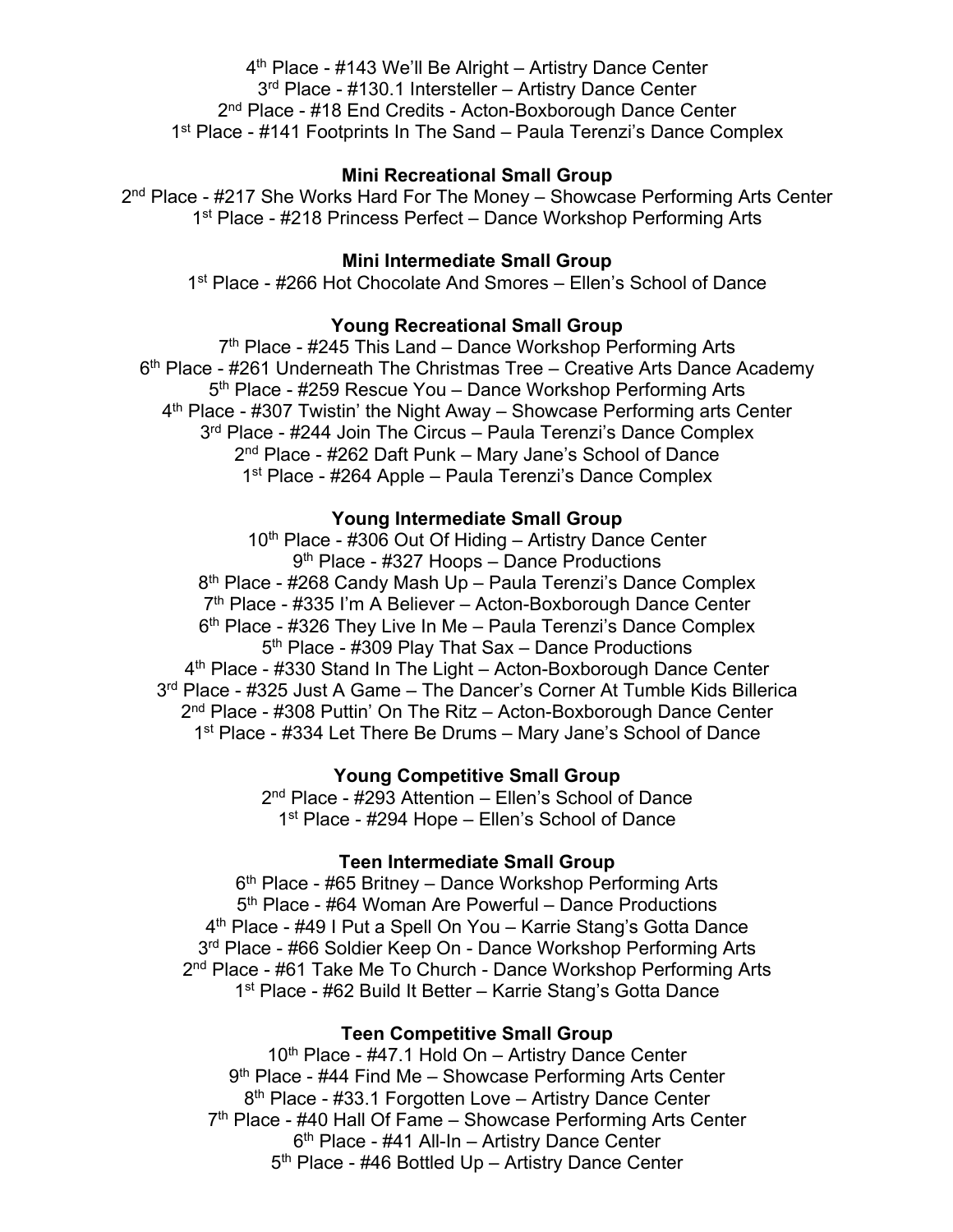4th Place - #143 We'll Be Alright – Artistry Dance Center
3rd Place - #130.1 Intersteller – Artistry Dance Center
2nd Place - #18 End Credits - Acton-Boxborough Dance Center
1st Place - #141 Footprints In The Sand – Paula Terenzi's Dance Complex

**Mini Recreational Small Group**

2nd Place - #217 She Works Hard For The Money – Showcase Performing Arts Center
1st Place - #218 Princess Perfect – Dance Workshop Performing Arts

**Mini Intermediate Small Group**

1st Place - #266 Hot Chocolate And Smores – Ellen's School of Dance

**Young Recreational Small Group**

7th Place - #245 This Land – Dance Workshop Performing Arts
6th Place - #261 Underneath The Christmas Tree – Creative Arts Dance Academy
5th Place - #259 Rescue You – Dance Workshop Performing Arts
4th Place - #307 Twistin' the Night Away – Showcase Performing arts Center
3rd Place - #244 Join The Circus – Paula Terenzi's Dance Complex
2nd Place - #262 Daft Punk – Mary Jane's School of Dance
1st Place - #264 Apple – Paula Terenzi's Dance Complex

**Young Intermediate Small Group**

10th Place - #306 Out Of Hiding – Artistry Dance Center
9th Place - #327 Hoops – Dance Productions
8th Place - #268 Candy Mash Up – Paula Terenzi's Dance Complex
7th Place - #335 I'm A Believer – Acton-Boxborough Dance Center
6th Place - #326 They Live In Me – Paula Terenzi's Dance Complex
5th Place - #309 Play That Sax – Dance Productions
4th Place - #330 Stand In The Light – Acton-Boxborough Dance Center
3rd Place - #325 Just A Game – The Dancer's Corner At Tumble Kids Billerica
2nd Place - #308 Puttin' On The Ritz – Acton-Boxborough Dance Center
1st Place - #334 Let There Be Drums – Mary Jane's School of Dance

**Young Competitive Small Group**

2nd Place - #293 Attention – Ellen's School of Dance
1st Place - #294 Hope – Ellen's School of Dance

**Teen Intermediate Small Group**

6th Place - #65 Britney – Dance Workshop Performing Arts
5th Place - #64 Woman Are Powerful – Dance Productions
4th Place - #49 I Put a Spell On You – Karrie Stang's Gotta Dance
3rd Place - #66 Soldier Keep On - Dance Workshop Performing Arts
2nd Place - #61 Take Me To Church - Dance Workshop Performing Arts
1st Place - #62 Build It Better – Karrie Stang's Gotta Dance

**Teen Competitive Small Group**

10th Place - #47.1 Hold On – Artistry Dance Center
9th Place - #44 Find Me – Showcase Performing Arts Center
8th Place - #33.1 Forgotten Love – Artistry Dance Center
7th Place - #40 Hall Of Fame – Showcase Performing Arts Center
6th Place - #41 All-In – Artistry Dance Center
5th Place - #46 Bottled Up – Artistry Dance Center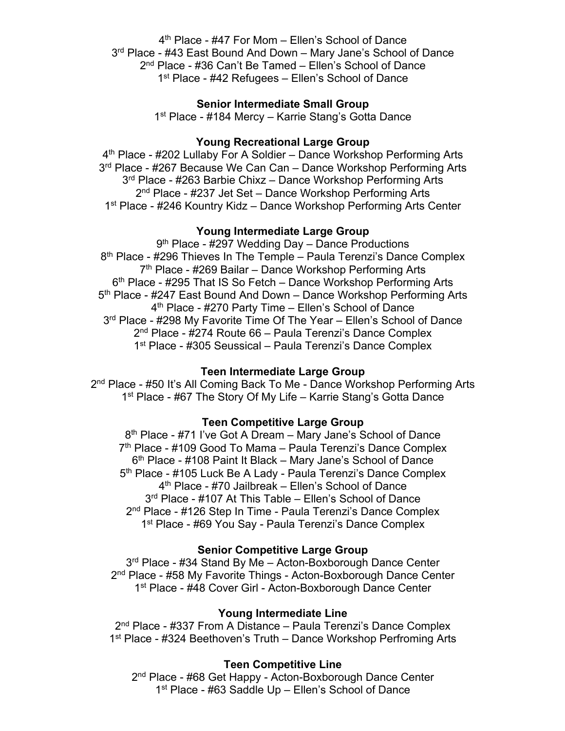4th Place - #47 For Mom – Ellen's School of Dance
3rd Place - #43 East Bound And Down – Mary Jane's School of Dance
2nd Place - #36 Can't Be Tamed – Ellen's School of Dance
1st Place - #42 Refugees – Ellen's School of Dance

**Senior Intermediate Small Group**

1st Place - #184 Mercy – Karrie Stang's Gotta Dance

**Young Recreational Large Group**

4th Place - #202 Lullaby For A Soldier – Dance Workshop Performing Arts
3rd Place - #267 Because We Can Can – Dance Workshop Performing Arts
3rd Place - #263 Barbie Chixz – Dance Workshop Performing Arts
2nd Place - #237 Jet Set – Dance Workshop Performing Arts
1st Place - #246 Kountry Kidz – Dance Workshop Performing Arts Center

**Young Intermediate Large Group**

9th Place - #297 Wedding Day – Dance Productions
8th Place - #296 Thieves In The Temple – Paula Terenzi's Dance Complex
7th Place - #269 Bailar – Dance Workshop Performing Arts
6th Place - #295 That IS So Fetch – Dance Workshop Performing Arts
5th Place - #247 East Bound And Down – Dance Workshop Performing Arts
4th Place - #270 Party Time – Ellen's School of Dance
3rd Place - #298 My Favorite Time Of The Year – Ellen's School of Dance
2nd Place - #274 Route 66 – Paula Terenzi's Dance Complex
1st Place - #305 Seussical – Paula Terenzi's Dance Complex

**Teen Intermediate Large Group**

2nd Place - #50 It's All Coming Back To Me - Dance Workshop Performing Arts
1st Place - #67 The Story Of My Life – Karrie Stang's Gotta Dance

**Teen Competitive Large Group**

8th Place - #71 I've Got A Dream – Mary Jane's School of Dance
7th Place - #109 Good To Mama – Paula Terenzi's Dance Complex
6th Place - #108 Paint It Black – Mary Jane's School of Dance
5th Place - #105 Luck Be A Lady - Paula Terenzi's Dance Complex
4th Place - #70 Jailbreak – Ellen's School of Dance
3rd Place - #107 At This Table – Ellen's School of Dance
2nd Place - #126 Step In Time - Paula Terenzi's Dance Complex
1st Place - #69 You Say - Paula Terenzi's Dance Complex

**Senior Competitive Large Group**

3rd Place - #34 Stand By Me – Acton-Boxborough Dance Center
2nd Place - #58 My Favorite Things - Acton-Boxborough Dance Center
1st Place - #48 Cover Girl - Acton-Boxborough Dance Center

**Young Intermediate Line**

2nd Place - #337 From A Distance – Paula Terenzi's Dance Complex
1st Place - #324 Beethoven's Truth – Dance Workshop Perfroming Arts

**Teen Competitive Line**

2nd Place - #68 Get Happy - Acton-Boxborough Dance Center
1st Place - #63 Saddle Up – Ellen's School of Dance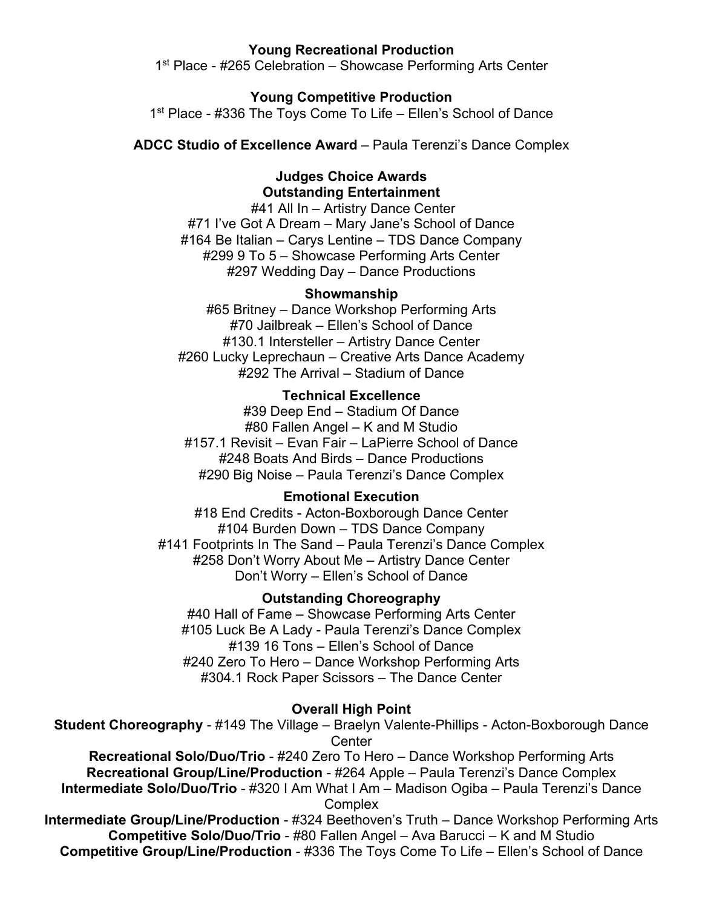**Young Recreational Production**

1st Place - #265 Celebration – Showcase Performing Arts Center

**Young Competitive Production**

1st Place - #336 The Toys Come To Life – Ellen's School of Dance

**ADCC Studio of Excellence Award** – Paula Terenzi's Dance Complex

**Judges Choice Awards**

**Outstanding Entertainment**

#41 All In – Artistry Dance Center
#71 I've Got A Dream – Mary Jane's School of Dance
#164 Be Italian – Carys Lentine – TDS Dance Company
#299 9 To 5 – Showcase Performing Arts Center
#297 Wedding Day – Dance Productions

**Showmanship**

#65 Britney – Dance Workshop Performing Arts
#70 Jailbreak – Ellen's School of Dance
#130.1 Intersteller – Artistry Dance Center
#260 Lucky Leprechaun – Creative Arts Dance Academy
#292 The Arrival – Stadium of Dance

**Technical Excellence**

#39 Deep End – Stadium Of Dance
#80 Fallen Angel – K and M Studio
#157.1 Revisit – Evan Fair – LaPierre School of Dance
#248 Boats And Birds – Dance Productions
#290 Big Noise – Paula Terenzi's Dance Complex

**Emotional Execution**

#18 End Credits - Acton-Boxborough Dance Center
#104 Burden Down – TDS Dance Company
#141 Footprints In The Sand – Paula Terenzi's Dance Complex
#258 Don't Worry About Me – Artistry Dance Center
Don't Worry – Ellen's School of Dance

**Outstanding Choreography**

#40 Hall of Fame – Showcase Performing Arts Center
#105 Luck Be A Lady - Paula Terenzi's Dance Complex
#139 16 Tons – Ellen's School of Dance
#240 Zero To Hero – Dance Workshop Performing Arts
#304.1 Rock Paper Scissors – The Dance Center

**Overall High Point**

**Student Choreography** - #149 The Village – Braelyn Valente-Phillips - Acton-Boxborough Dance Center
**Recreational Solo/Duo/Trio** - #240 Zero To Hero – Dance Workshop Performing Arts
**Recreational Group/Line/Production** - #264 Apple – Paula Terenzi's Dance Complex
**Intermediate Solo/Duo/Trio** - #320 I Am What I Am – Madison Ogiba – Paula Terenzi's Dance Complex
**Intermediate Group/Line/Production** - #324 Beethoven's Truth – Dance Workshop Performing Arts
**Competitive Solo/Duo/Trio** - #80 Fallen Angel – Ava Barucci – K and M Studio
**Competitive Group/Line/Production** - #336 The Toys Come To Life – Ellen's School of Dance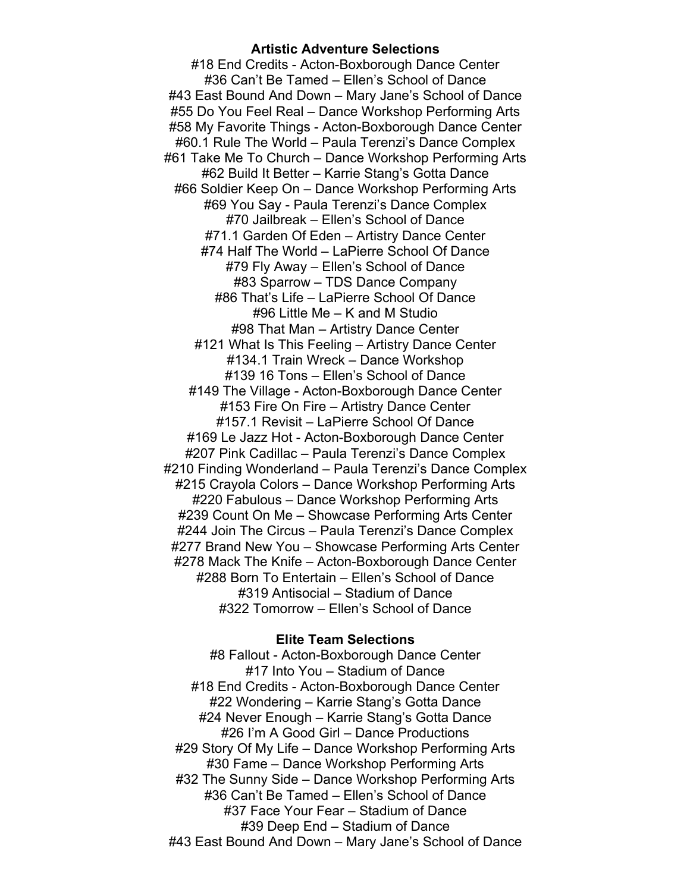**Artistic Adventure Selections**

#18 End Credits - Acton-Boxborough Dance Center
#36 Can't Be Tamed – Ellen's School of Dance
#43 East Bound And Down – Mary Jane's School of Dance
#55 Do You Feel Real – Dance Workshop Performing Arts
#58 My Favorite Things - Acton-Boxborough Dance Center
#60.1 Rule The World – Paula Terenzi's Dance Complex
#61 Take Me To Church – Dance Workshop Performing Arts
#62 Build It Better – Karrie Stang's Gotta Dance
#66 Soldier Keep On – Dance Workshop Performing Arts
#69 You Say - Paula Terenzi's Dance Complex
#70 Jailbreak – Ellen's School of Dance
#71.1 Garden Of Eden – Artistry Dance Center
#74 Half The World – LaPierre School Of Dance
#79 Fly Away – Ellen's School of Dance
#83 Sparrow – TDS Dance Company
#86 That's Life – LaPierre School Of Dance
#96 Little Me – K and M Studio
#98 That Man – Artistry Dance Center
#121 What Is This Feeling – Artistry Dance Center
#134.1 Train Wreck – Dance Workshop
#139 16 Tons – Ellen's School of Dance
#149 The Village - Acton-Boxborough Dance Center
#153 Fire On Fire – Artistry Dance Center
#157.1 Revisit – LaPierre School Of Dance
#169 Le Jazz Hot - Acton-Boxborough Dance Center
#207 Pink Cadillac – Paula Terenzi's Dance Complex
#210 Finding Wonderland – Paula Terenzi's Dance Complex
#215 Crayola Colors – Dance Workshop Performing Arts
#220 Fabulous – Dance Workshop Performing Arts
#239 Count On Me – Showcase Performing Arts Center
#244 Join The Circus – Paula Terenzi's Dance Complex
#277 Brand New You – Showcase Performing Arts Center
#278 Mack The Knife – Acton-Boxborough Dance Center
#288 Born To Entertain – Ellen's School of Dance
#319 Antisocial – Stadium of Dance
#322 Tomorrow – Ellen's School of Dance

**Elite Team Selections**

#8 Fallout - Acton-Boxborough Dance Center
#17 Into You – Stadium of Dance
#18 End Credits - Acton-Boxborough Dance Center
#22 Wondering – Karrie Stang's Gotta Dance
#24 Never Enough – Karrie Stang's Gotta Dance
#26 I'm A Good Girl – Dance Productions
#29 Story Of My Life – Dance Workshop Performing Arts
#30 Fame – Dance Workshop Performing Arts
#32 The Sunny Side – Dance Workshop Performing Arts
#36 Can't Be Tamed – Ellen's School of Dance
#37 Face Your Fear – Stadium of Dance
#39 Deep End – Stadium of Dance
#43 East Bound And Down – Mary Jane's School of Dance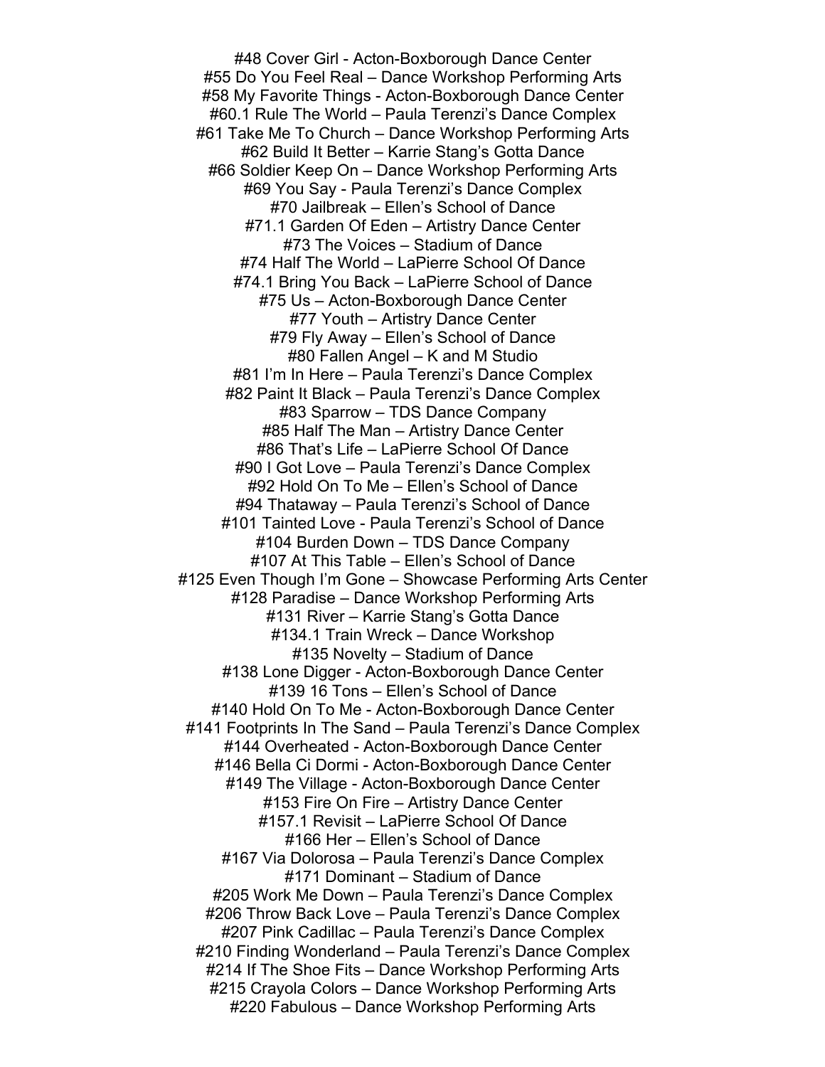#48 Cover Girl - Acton-Boxborough Dance Center

#55 Do You Feel Real – Dance Workshop Performing Arts

#58 My Favorite Things - Acton-Boxborough Dance Center

#60.1 Rule The World – Paula Terenzi's Dance Complex

#61 Take Me To Church – Dance Workshop Performing Arts

#62 Build It Better – Karrie Stang's Gotta Dance

#66 Soldier Keep On – Dance Workshop Performing Arts

#69 You Say - Paula Terenzi's Dance Complex

#70 Jailbreak – Ellen's School of Dance

#71.1 Garden Of Eden – Artistry Dance Center

#73 The Voices – Stadium of Dance

#74 Half The World – LaPierre School Of Dance

#74.1 Bring You Back – LaPierre School of Dance

#75 Us – Acton-Boxborough Dance Center

#77 Youth – Artistry Dance Center

#79 Fly Away – Ellen's School of Dance

#80 Fallen Angel – K and M Studio

#81 I'm In Here – Paula Terenzi's Dance Complex

#82 Paint It Black – Paula Terenzi's Dance Complex

#83 Sparrow – TDS Dance Company

#85 Half The Man – Artistry Dance Center

#86 That's Life – LaPierre School Of Dance

#90 I Got Love – Paula Terenzi's Dance Complex

#92 Hold On To Me – Ellen's School of Dance

#94 Thataway – Paula Terenzi's School of Dance

#101 Tainted Love - Paula Terenzi's School of Dance

#104 Burden Down – TDS Dance Company

#107 At This Table – Ellen's School of Dance

#125 Even Though I'm Gone – Showcase Performing Arts Center

#128 Paradise – Dance Workshop Performing Arts

#131 River – Karrie Stang's Gotta Dance

#134.1 Train Wreck – Dance Workshop

#135 Novelty – Stadium of Dance

#138 Lone Digger - Acton-Boxborough Dance Center

#139 16 Tons – Ellen's School of Dance

#140 Hold On To Me - Acton-Boxborough Dance Center

#141 Footprints In The Sand – Paula Terenzi's Dance Complex

#144 Overheated - Acton-Boxborough Dance Center

#146 Bella Ci Dormi - Acton-Boxborough Dance Center

#149 The Village - Acton-Boxborough Dance Center

#153 Fire On Fire – Artistry Dance Center

#157.1 Revisit – LaPierre School Of Dance

#166 Her – Ellen's School of Dance

#167 Via Dolorosa – Paula Terenzi's Dance Complex

#171 Dominant – Stadium of Dance

#205 Work Me Down – Paula Terenzi's Dance Complex

#206 Throw Back Love – Paula Terenzi's Dance Complex

#207 Pink Cadillac – Paula Terenzi's Dance Complex

#210 Finding Wonderland – Paula Terenzi's Dance Complex

#214 If The Shoe Fits – Dance Workshop Performing Arts

#215 Crayola Colors – Dance Workshop Performing Arts

#220 Fabulous – Dance Workshop Performing Arts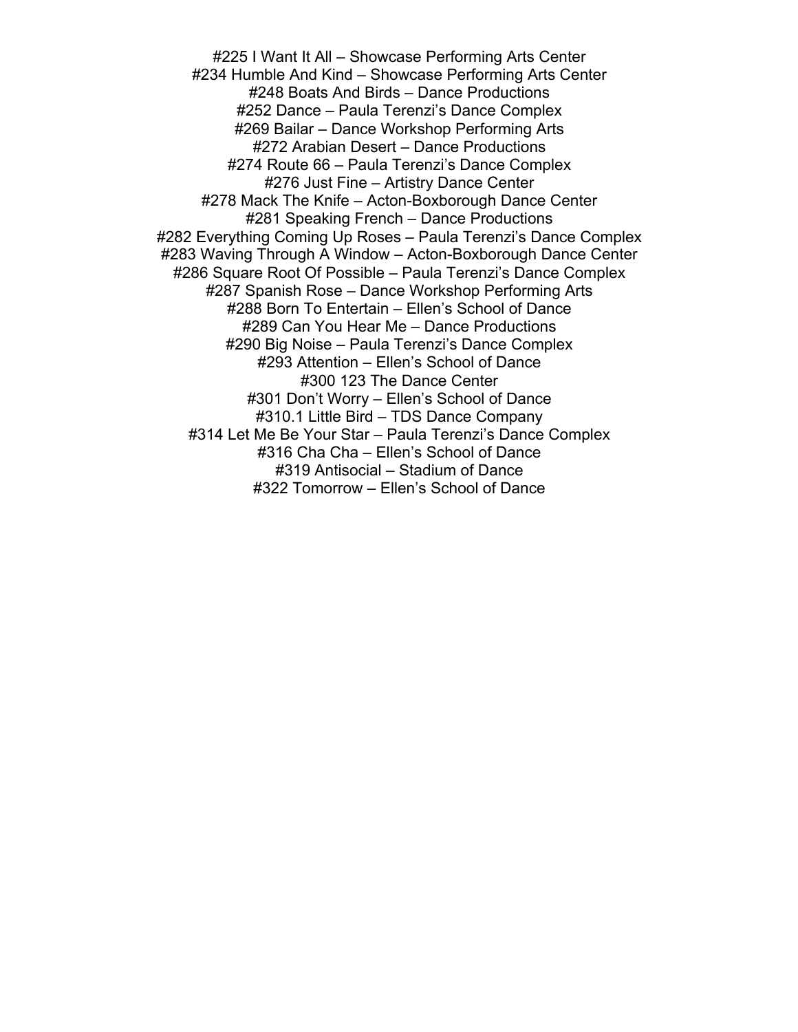#225 I Want It All – Showcase Performing Arts Center
#234 Humble And Kind – Showcase Performing Arts Center
#248 Boats And Birds – Dance Productions
#252 Dance – Paula Terenzi's Dance Complex
#269 Bailar – Dance Workshop Performing Arts
#272 Arabian Desert – Dance Productions
#274 Route 66 – Paula Terenzi's Dance Complex
#276 Just Fine – Artistry Dance Center
#278 Mack The Knife – Acton-Boxborough Dance Center
#281 Speaking French – Dance Productions
#282 Everything Coming Up Roses – Paula Terenzi's Dance Complex
#283 Waving Through A Window – Acton-Boxborough Dance Center
#286 Square Root Of Possible – Paula Terenzi's Dance Complex
#287 Spanish Rose – Dance Workshop Performing Arts
#288 Born To Entertain – Ellen's School of Dance
#289 Can You Hear Me – Dance Productions
#290 Big Noise – Paula Terenzi's Dance Complex
#293 Attention – Ellen's School of Dance
#300 123 The Dance Center
#301 Don't Worry – Ellen's School of Dance
#310.1 Little Bird – TDS Dance Company
#314 Let Me Be Your Star – Paula Terenzi's Dance Complex
#316 Cha Cha – Ellen's School of Dance
#319 Antisocial – Stadium of Dance
#322 Tomorrow – Ellen's School of Dance